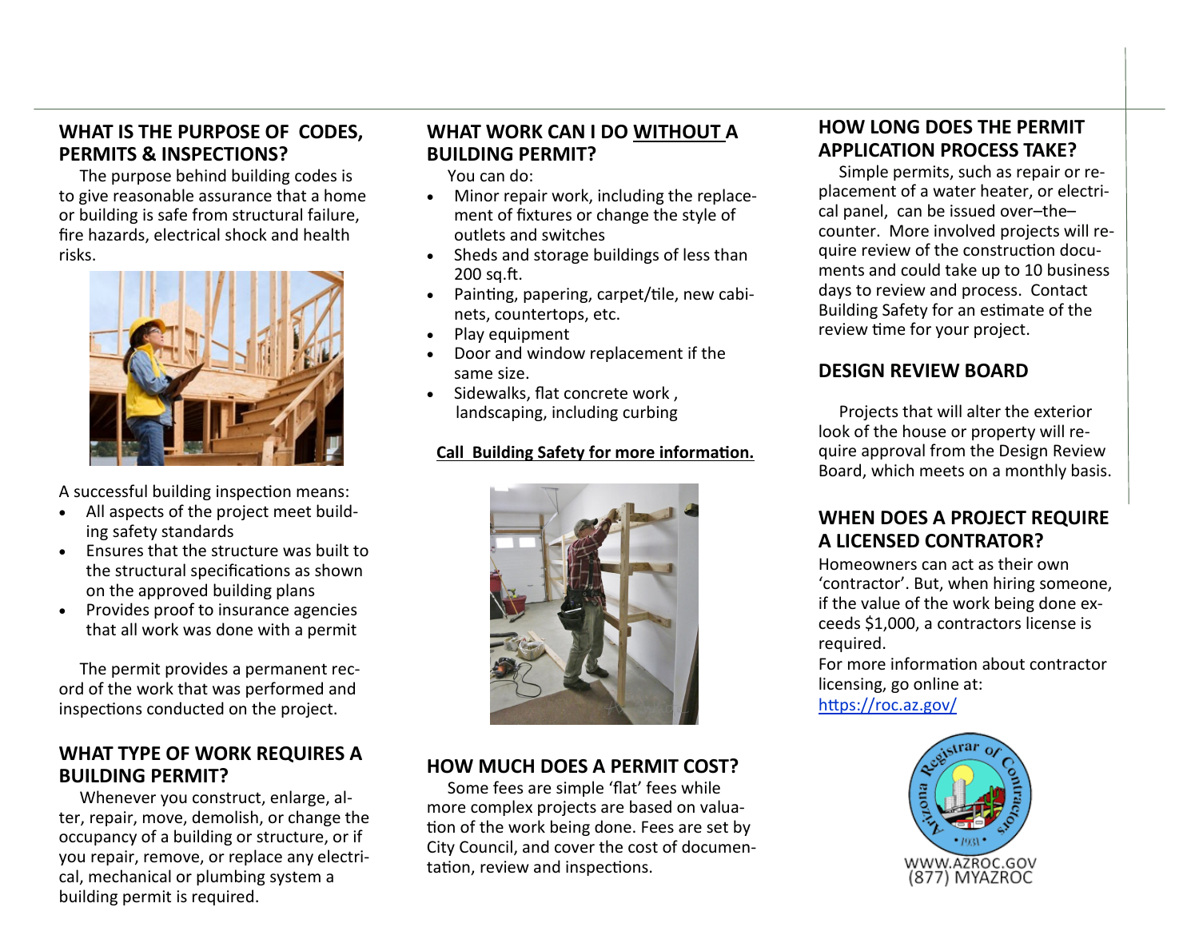## WHAT IS THE PURPOSE OF CODES, PERMITS & INSPECTIONS?

The purpose behind building codes is to give reasonable assurance that a home or building is safe from structural failure, fire hazards, electrical shock and health risks.

A successful building inspection means:

- All aspects of the project meet building safety standards
- Ensures that the structure was built to the structural specifications as shown on the approved building plans
- Provides proof to insurance agencies that all work was done with a permit

The permit provides a permanent record of the work that was performed and inspections conducted on the project.

## WHAT TYPE OF WORK REQUIRES A BUILDING PERMIT?

Whenever you construct, enlarge, alter, repair, move, demolish, or change the occupancy of a building or structure, or if you repair, remove, or replace any electrical, mechanical or plumbing system a building permit is required.

## WHAT WORK CAN I DO <u>WITHOUT</u> A BUILDING PERMIT?

You can do:

- Minor repair work, including the replacement of fixtures or change the style of outlets and switches
- Sheds and storage buildings of less than 200 sq.ft.
- Painting, papering, carpet/tile, new cabinets, countertops, etc.
- Play equipment
- Door and window replacement if the same size.
- Sidewalks, flat concrete work , landscaping, including curbing

**<u>Call Building Safety for more information.</u>**

## HOW MUCH DOES A PERMIT COST?

Some fees are simple 'flat' fees while more complex projects are based on valuation of the work being done. Fees are set by City Council, and cover the cost of documentation, review and inspections.

## HOW LONG DOES THE PERMIT APPLICATION PROCESS TAKE?

Simple permits, such as repair or replacement of a water heater, or electrical panel, can be issued over–the–counter. More involved projects will require review of the construction documents and could take up to 10 business days to review and process. Contact Building Safety for an estimate of the review time for your project.

## DESIGN REVIEW BOARD

Projects that will alter the exterior look of the house or property will require approval from the Design Review Board, which meets on a monthly basis.

## WHEN DOES A PROJECT REQUIRE A LICENSED CONTRATOR?

Homeowners can act as their own 'contractor'. But, when hiring someone, if the value of the work being done exceeds $1,000, a contractors license is required.

For more information about contractor licensing, go online at: [https://roc.az.gov/](https://roc.az.gov/)

Arizona Registrar of Contractors • 1931 •

WWW.AZROC.GOV
(877) MYAZROC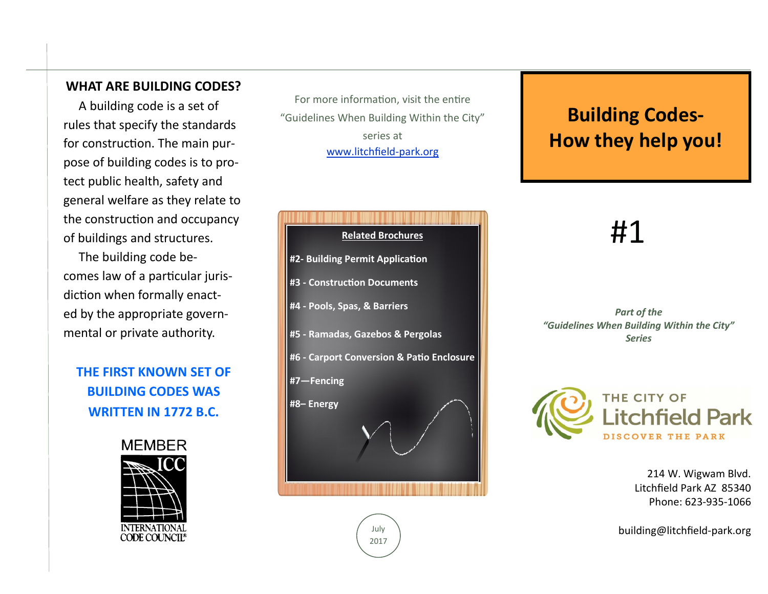## WHAT ARE BUILDING CODES?

A building code is a set of rules that specify the standards for construction. The main purpose of building codes is to protect public health, safety and general welfare as they relate to the construction and occupancy of buildings and structures.

The building code becomes law of a particular jurisdiction when formally enacted by the appropriate governmental or private authority.

**THE FIRST KNOWN SET OF BUILDING CODES WAS WRITTEN IN 1772 B.C.**

MEMBER
ICC
INTERNATIONAL CODE COUNCIL®

For more information, visit the entire "Guidelines When Building Within the City" series at [www.litchfield-park.org](http://www.litchfield-park.org)

**Related Brochures**

**#2- Building Permit Application**

**#3 - Construction Documents**

**#4 - Pools, Spas, & Barriers**

**#5 - Ramadas, Gazebos & Pergolas**

**#6 - Carport Conversion & Patio Enclosure**

**#7—Fencing**

**#8– Energy**

July 2017

# Building Codes- How they help you!

# #1

***Part of the "Guidelines When Building Within the City" Series***

THE CITY OF Litchfield Park
DISCOVER THE PARK

214 W. Wigwam Blvd.
Litchfield Park AZ 85340
Phone: 623-935-1066

building@litchfield-park.org